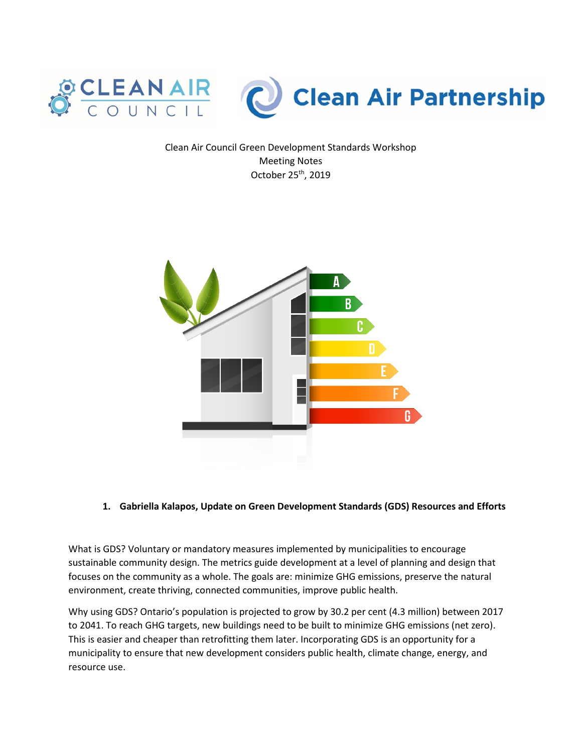Clean Air Council Green Development Standards Workshop
Meeting Notes
October 25th, 2019

1. **Gabriella Kalapos, Update on Green Development Standards (GDS) Resources and Efforts**

What is GDS? Voluntary or mandatory measures implemented by municipalities to encourage sustainable community design. The metrics guide development at a level of planning and design that focuses on the community as a whole. The goals are: minimize GHG emissions, preserve the natural environment, create thriving, connected communities, improve public health.

Why using GDS? Ontario's population is projected to grow by 30.2 per cent (4.3 million) between 2017 to 2041. To reach GHG targets, new buildings need to be built to minimize GHG emissions (net zero). This is easier and cheaper than retrofitting them later. Incorporating GDS is an opportunity for a municipality to ensure that new development considers public health, climate change, energy, and resource use.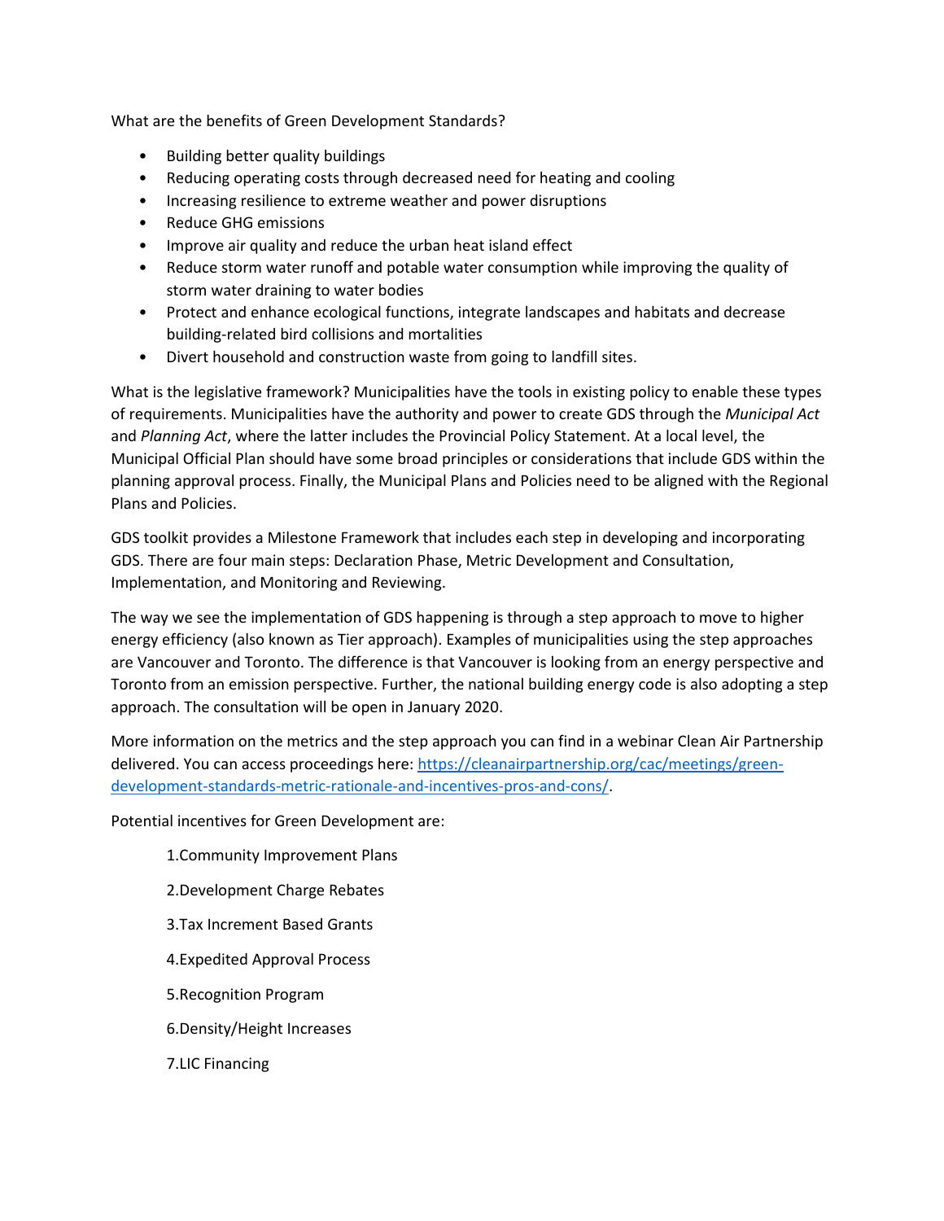What are the benefits of Green Development Standards?

- Building better quality buildings
- Reducing operating costs through decreased need for heating and cooling
- Increasing resilience to extreme weather and power disruptions
- Reduce GHG emissions
- Improve air quality and reduce the urban heat island effect
- Reduce storm water runoff and potable water consumption while improving the quality of storm water draining to water bodies
- Protect and enhance ecological functions, integrate landscapes and habitats and decrease building-related bird collisions and mortalities
- Divert household and construction waste from going to landfill sites.

What is the legislative framework? Municipalities have the tools in existing policy to enable these types of requirements. Municipalities have the authority and power to create GDS through the *Municipal Act* and *Planning Act*, where the latter includes the Provincial Policy Statement. At a local level, the Municipal Official Plan should have some broad principles or considerations that include GDS within the planning approval process. Finally, the Municipal Plans and Policies need to be aligned with the Regional Plans and Policies.

GDS toolkit provides a Milestone Framework that includes each step in developing and incorporating GDS. There are four main steps: Declaration Phase, Metric Development and Consultation, Implementation, and Monitoring and Reviewing.

The way we see the implementation of GDS happening is through a step approach to move to higher energy efficiency (also known as Tier approach). Examples of municipalities using the step approaches are Vancouver and Toronto. The difference is that Vancouver is looking from an energy perspective and Toronto from an emission perspective. Further, the national building energy code is also adopting a step approach. The consultation will be open in January 2020.

More information on the metrics and the step approach you can find in a webinar Clean Air Partnership delivered. You can access proceedings here: [https://cleanairpartnership.org/cac/meetings/green-development-standards-metric-rationale-and-incentives-pros-and-cons/](https://cleanairpartnership.org/cac/meetings/green-development-standards-metric-rationale-and-incentives-pros-and-cons/).

Potential incentives for Green Development are:

1. Community Improvement Plans
2. Development Charge Rebates
3. Tax Increment Based Grants
4. Expedited Approval Process
5. Recognition Program
6. Density/Height Increases
7. LIC Financing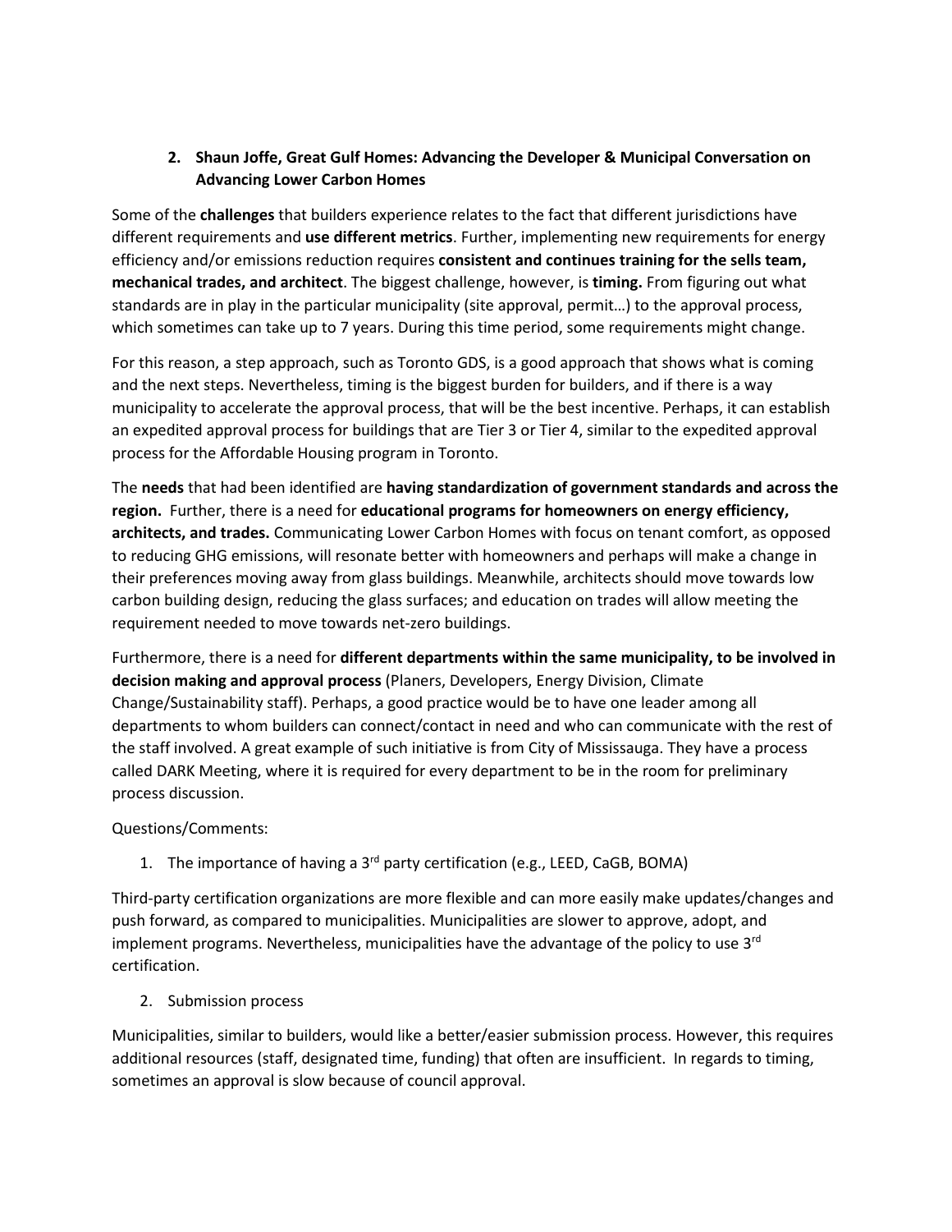2. **Shaun Joffe, Great Gulf Homes: Advancing the Developer & Municipal Conversation on Advancing Lower Carbon Homes**

Some of the **challenges** that builders experience relates to the fact that different jurisdictions have different requirements and **use different metrics**. Further, implementing new requirements for energy efficiency and/or emissions reduction requires **consistent and continues training for the sells team, mechanical trades, and architect**. The biggest challenge, however, is **timing.** From figuring out what standards are in play in the particular municipality (site approval, permit…) to the approval process, which sometimes can take up to 7 years. During this time period, some requirements might change.

For this reason, a step approach, such as Toronto GDS, is a good approach that shows what is coming and the next steps. Nevertheless, timing is the biggest burden for builders, and if there is a way municipality to accelerate the approval process, that will be the best incentive. Perhaps, it can establish an expedited approval process for buildings that are Tier 3 or Tier 4, similar to the expedited approval process for the Affordable Housing program in Toronto.

The **needs** that had been identified are **having standardization of government standards and across the region.** Further, there is a need for **educational programs for homeowners on energy efficiency, architects, and trades.** Communicating Lower Carbon Homes with focus on tenant comfort, as opposed to reducing GHG emissions, will resonate better with homeowners and perhaps will make a change in their preferences moving away from glass buildings. Meanwhile, architects should move towards low carbon building design, reducing the glass surfaces; and education on trades will allow meeting the requirement needed to move towards net-zero buildings.

Furthermore, there is a need for **different departments within the same municipality, to be involved in decision making and approval process** (Planers, Developers, Energy Division, Climate Change/Sustainability staff). Perhaps, a good practice would be to have one leader among all departments to whom builders can connect/contact in need and who can communicate with the rest of the staff involved. A great example of such initiative is from City of Mississauga. They have a process called DARK Meeting, where it is required for every department to be in the room for preliminary process discussion.

Questions/Comments:

1. The importance of having a 3rd party certification (e.g., LEED, CaGB, BOMA)

Third-party certification organizations are more flexible and can more easily make updates/changes and push forward, as compared to municipalities. Municipalities are slower to approve, adopt, and implement programs. Nevertheless, municipalities have the advantage of the policy to use 3rd certification.

2. Submission process

Municipalities, similar to builders, would like a better/easier submission process. However, this requires additional resources (staff, designated time, funding) that often are insufficient. In regards to timing, sometimes an approval is slow because of council approval.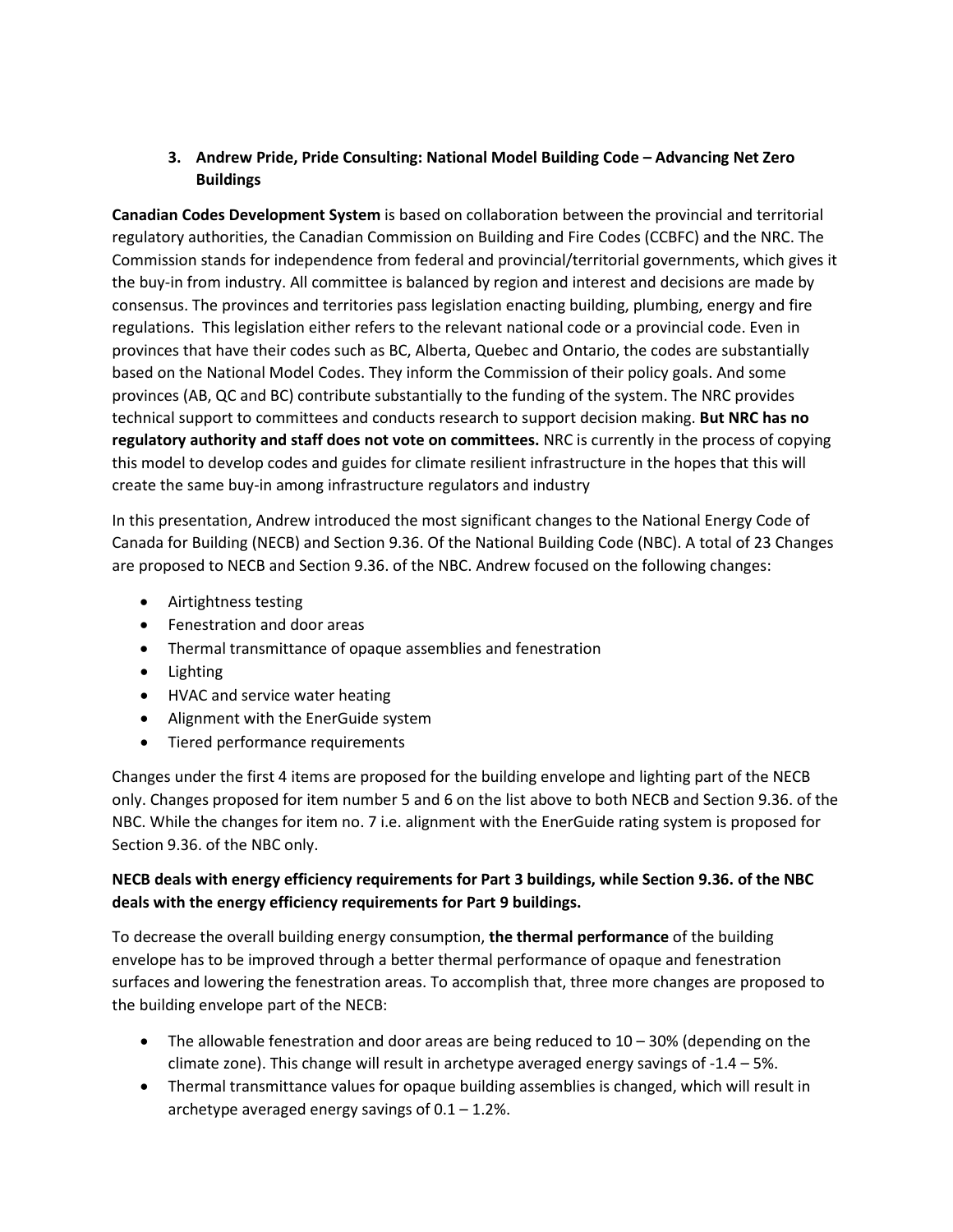3. **Andrew Pride, Pride Consulting: National Model Building Code – Advancing Net Zero Buildings**

**Canadian Codes Development System** is based on collaboration between the provincial and territorial regulatory authorities, the Canadian Commission on Building and Fire Codes (CCBFC) and the NRC. The Commission stands for independence from federal and provincial/territorial governments, which gives it the buy-in from industry. All committee is balanced by region and interest and decisions are made by consensus. The provinces and territories pass legislation enacting building, plumbing, energy and fire regulations. This legislation either refers to the relevant national code or a provincial code. Even in provinces that have their codes such as BC, Alberta, Quebec and Ontario, the codes are substantially based on the National Model Codes. They inform the Commission of their policy goals. And some provinces (AB, QC and BC) contribute substantially to the funding of the system. The NRC provides technical support to committees and conducts research to support decision making. **But NRC has no regulatory authority and staff does not vote on committees.** NRC is currently in the process of copying this model to develop codes and guides for climate resilient infrastructure in the hopes that this will create the same buy-in among infrastructure regulators and industry

In this presentation, Andrew introduced the most significant changes to the National Energy Code of Canada for Building (NECB) and Section 9.36. Of the National Building Code (NBC). A total of 23 Changes are proposed to NECB and Section 9.36. of the NBC. Andrew focused on the following changes:

- Airtightness testing
- Fenestration and door areas
- Thermal transmittance of opaque assemblies and fenestration
- Lighting
- HVAC and service water heating
- Alignment with the EnerGuide system
- Tiered performance requirements

Changes under the first 4 items are proposed for the building envelope and lighting part of the NECB only. Changes proposed for item number 5 and 6 on the list above to both NECB and Section 9.36. of the NBC. While the changes for item no. 7 i.e. alignment with the EnerGuide rating system is proposed for Section 9.36. of the NBC only.

**NECB deals with energy efficiency requirements for Part 3 buildings, while Section 9.36. of the NBC deals with the energy efficiency requirements for Part 9 buildings.**

To decrease the overall building energy consumption, **the thermal performance** of the building envelope has to be improved through a better thermal performance of opaque and fenestration surfaces and lowering the fenestration areas. To accomplish that, three more changes are proposed to the building envelope part of the NECB:

- The allowable fenestration and door areas are being reduced to 10 – 30% (depending on the climate zone). This change will result in archetype averaged energy savings of -1.4 – 5%.
- Thermal transmittance values for opaque building assemblies is changed, which will result in archetype averaged energy savings of 0.1 – 1.2%.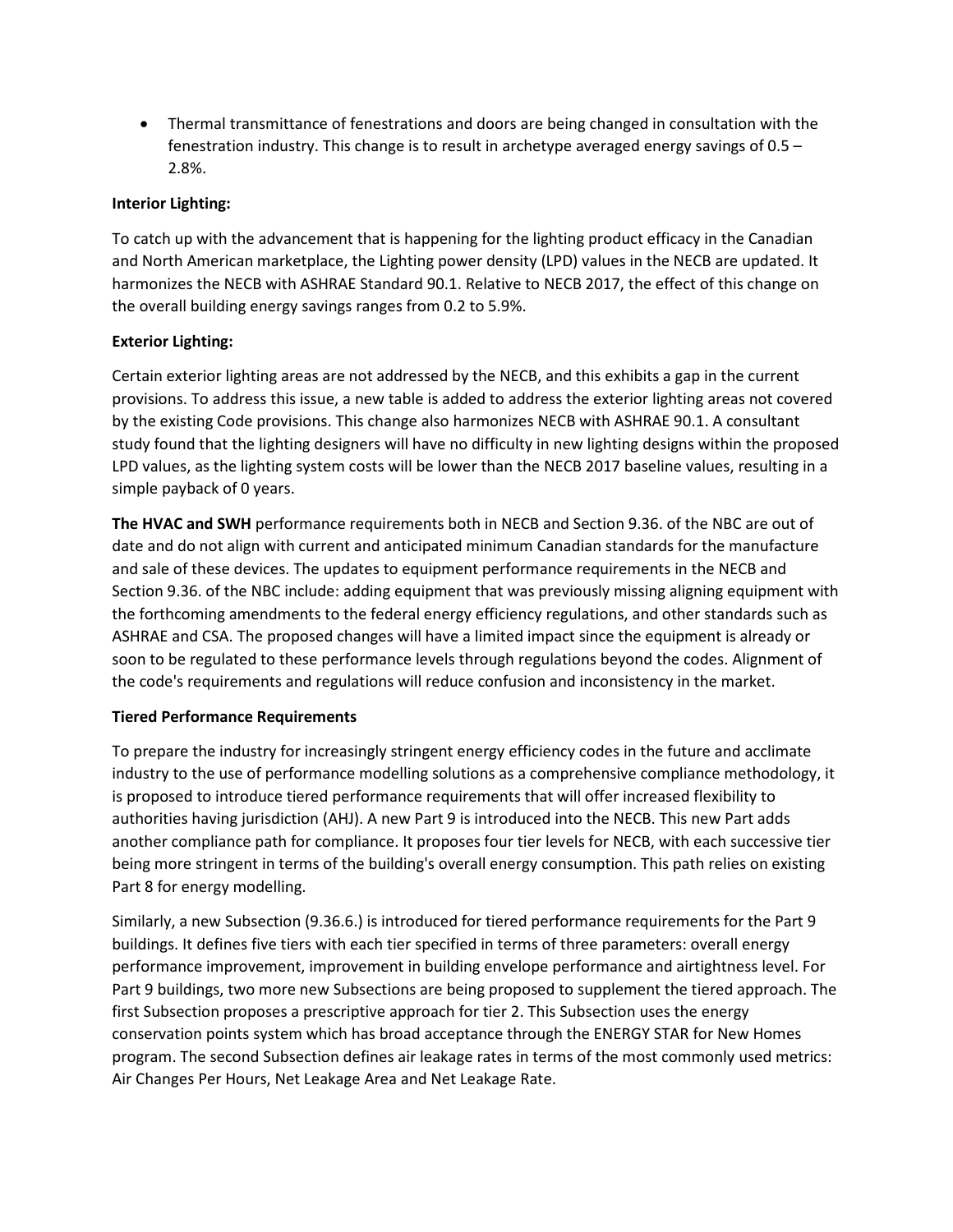- Thermal transmittance of fenestrations and doors are being changed in consultation with the fenestration industry. This change is to result in archetype averaged energy savings of 0.5 – 2.8%.

**Interior Lighting:**

To catch up with the advancement that is happening for the lighting product efficacy in the Canadian and North American marketplace, the Lighting power density (LPD) values in the NECB are updated. It harmonizes the NECB with ASHRAE Standard 90.1. Relative to NECB 2017, the effect of this change on the overall building energy savings ranges from 0.2 to 5.9%.

**Exterior Lighting:**

Certain exterior lighting areas are not addressed by the NECB, and this exhibits a gap in the current provisions. To address this issue, a new table is added to address the exterior lighting areas not covered by the existing Code provisions. This change also harmonizes NECB with ASHRAE 90.1. A consultant study found that the lighting designers will have no difficulty in new lighting designs within the proposed LPD values, as the lighting system costs will be lower than the NECB 2017 baseline values, resulting in a simple payback of 0 years.

**The HVAC and SWH** performance requirements both in NECB and Section 9.36. of the NBC are out of date and do not align with current and anticipated minimum Canadian standards for the manufacture and sale of these devices. The updates to equipment performance requirements in the NECB and Section 9.36. of the NBC include: adding equipment that was previously missing aligning equipment with the forthcoming amendments to the federal energy efficiency regulations, and other standards such as ASHRAE and CSA. The proposed changes will have a limited impact since the equipment is already or soon to be regulated to these performance levels through regulations beyond the codes. Alignment of the code's requirements and regulations will reduce confusion and inconsistency in the market.

**Tiered Performance Requirements**

To prepare the industry for increasingly stringent energy efficiency codes in the future and acclimate industry to the use of performance modelling solutions as a comprehensive compliance methodology, it is proposed to introduce tiered performance requirements that will offer increased flexibility to authorities having jurisdiction (AHJ). A new Part 9 is introduced into the NECB. This new Part adds another compliance path for compliance. It proposes four tier levels for NECB, with each successive tier being more stringent in terms of the building's overall energy consumption. This path relies on existing Part 8 for energy modelling.

Similarly, a new Subsection (9.36.6.) is introduced for tiered performance requirements for the Part 9 buildings. It defines five tiers with each tier specified in terms of three parameters: overall energy performance improvement, improvement in building envelope performance and airtightness level. For Part 9 buildings, two more new Subsections are being proposed to supplement the tiered approach. The first Subsection proposes a prescriptive approach for tier 2. This Subsection uses the energy conservation points system which has broad acceptance through the ENERGY STAR for New Homes program. The second Subsection defines air leakage rates in terms of the most commonly used metrics: Air Changes Per Hours, Net Leakage Area and Net Leakage Rate.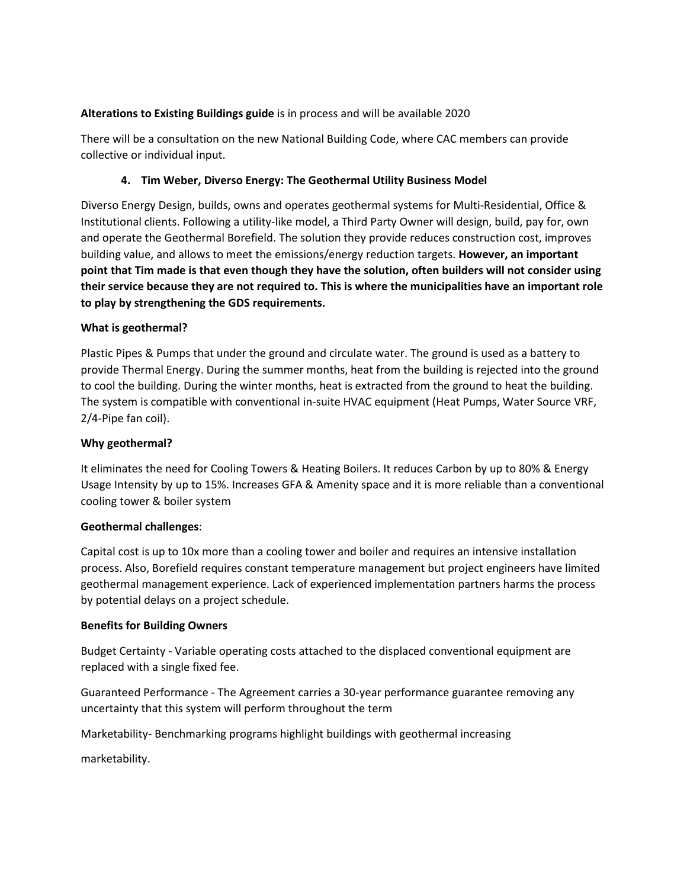**Alterations to Existing Buildings guide** is in process and will be available 2020

There will be a consultation on the new National Building Code, where CAC members can provide collective or individual input.

4. **Tim Weber, Diverso Energy: The Geothermal Utility Business Model**

Diverso Energy Design, builds, owns and operates geothermal systems for Multi-Residential, Office & Institutional clients. Following a utility-like model, a Third Party Owner will design, build, pay for, own and operate the Geothermal Borefield. The solution they provide reduces construction cost, improves building value, and allows to meet the emissions/energy reduction targets. **However, an important point that Tim made is that even though they have the solution, often builders will not consider using their service because they are not required to. This is where the municipalities have an important role to play by strengthening the GDS requirements.**

**What is geothermal?**

Plastic Pipes & Pumps that under the ground and circulate water. The ground is used as a battery to provide Thermal Energy. During the summer months, heat from the building is rejected into the ground to cool the building. During the winter months, heat is extracted from the ground to heat the building. The system is compatible with conventional in-suite HVAC equipment (Heat Pumps, Water Source VRF, 2/4-Pipe fan coil).

**Why geothermal?**

It eliminates the need for Cooling Towers & Heating Boilers. It reduces Carbon by up to 80% & Energy Usage Intensity by up to 15%. Increases GFA & Amenity space and it is more reliable than a conventional cooling tower & boiler system

**Geothermal challenges**:

Capital cost is up to 10x more than a cooling tower and boiler and requires an intensive installation process. Also, Borefield requires constant temperature management but project engineers have limited geothermal management experience. Lack of experienced implementation partners harms the process by potential delays on a project schedule.

**Benefits for Building Owners**

Budget Certainty - Variable operating costs attached to the displaced conventional equipment are replaced with a single fixed fee.

Guaranteed Performance - The Agreement carries a 30-year performance guarantee removing any uncertainty that this system will perform throughout the term

Marketability- Benchmarking programs highlight buildings with geothermal increasing

marketability.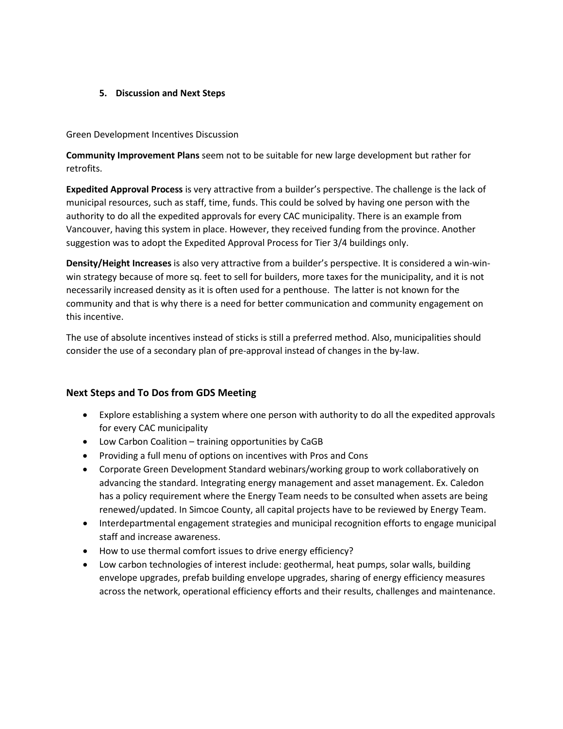## 5. Discussion and Next Steps

Green Development Incentives Discussion

**Community Improvement Plans** seem not to be suitable for new large development but rather for retrofits.

**Expedited Approval Process** is very attractive from a builder's perspective. The challenge is the lack of municipal resources, such as staff, time, funds. This could be solved by having one person with the authority to do all the expedited approvals for every CAC municipality. There is an example from Vancouver, having this system in place. However, they received funding from the province. Another suggestion was to adopt the Expedited Approval Process for Tier 3/4 buildings only.

**Density/Height Increases** is also very attractive from a builder's perspective. It is considered a win-win-win strategy because of more sq. feet to sell for builders, more taxes for the municipality, and it is not necessarily increased density as it is often used for a penthouse. The latter is not known for the community and that is why there is a need for better communication and community engagement on this incentive.

The use of absolute incentives instead of sticks is still a preferred method. Also, municipalities should consider the use of a secondary plan of pre-approval instead of changes in the by-law.

### Next Steps and To Dos from GDS Meeting

- Explore establishing a system where one person with authority to do all the expedited approvals for every CAC municipality
- Low Carbon Coalition – training opportunities by CaGB
- Providing a full menu of options on incentives with Pros and Cons
- Corporate Green Development Standard webinars/working group to work collaboratively on advancing the standard. Integrating energy management and asset management. Ex. Caledon has a policy requirement where the Energy Team needs to be consulted when assets are being renewed/updated. In Simcoe County, all capital projects have to be reviewed by Energy Team.
- Interdepartmental engagement strategies and municipal recognition efforts to engage municipal staff and increase awareness.
- How to use thermal comfort issues to drive energy efficiency?
- Low carbon technologies of interest include: geothermal, heat pumps, solar walls, building envelope upgrades, prefab building envelope upgrades, sharing of energy efficiency measures across the network, operational efficiency efforts and their results, challenges and maintenance.